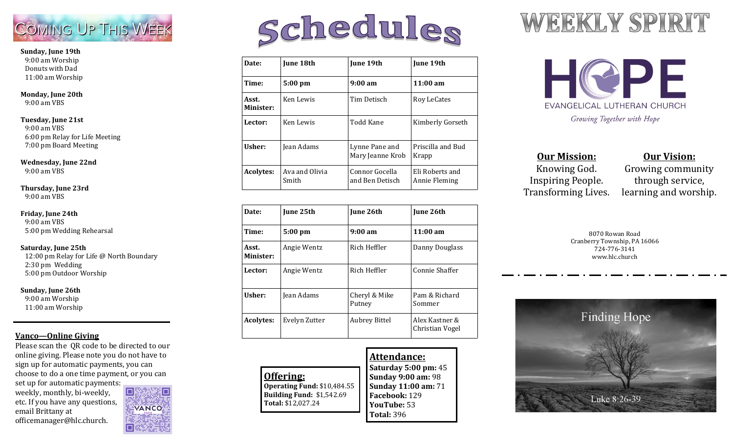## Coming Up This Week

**Sunday, June 19th**
9:00 am Worship
Donuts with Dad
11:00 am Worship

**Monday, June 20th**
9:00 am VBS

**Tuesday, June 21st**
9:00 am VBS
6:00 pm Relay for Life Meeting
7:00 pm Board Meeting

**Wednesday, June 22nd**
9:00 am VBS

**Thursday, June 23rd**
9:00 am VBS

**Friday, June 24th**
9:00 am VBS
5:00 pm Wedding Rehearsal

**Saturday, June 25th**
12:00 pm Relay for Life @ North Boundary
2:30 pm Wedding
5:00 pm Outdoor Worship

**Sunday, June 26th**
9:00 am Worship
11:00 am Worship

---

**Vanco—Online Giving**

Please scan the QR code to be directed to our online giving. Please note you do not have to sign up for automatic payments, you can choose to do a one time payment, or you can set up for automatic payments: weekly, monthly, bi-weekly, etc. If you have any questions, email Brittany at officemanager@hlc.church.

# Schedules

| **Date:** | **June 18th** | **June 19th** | **June 19th** |
|---|---|---|---|
| **Time:** | **5:00 pm** | **9:00 am** | **11:00 am** |
| **Asst. Minister:** | Ken Lewis | Tim Detisch | Roy LeCates |
| **Lector:** | Ken Lewis | Todd Kane | Kimberly Gorseth |
| **Usher:** | Jean Adams | Lynne Pane and Mary Jeanne Krob | Priscilla and Bud Krapp |
| **Acolytes:** | Ava and Olivia Smith | Connor Gocella and Ben Detisch | Eli Roberts and Annie Fleming |

| **Date:** | **June 25th** | **June 26th** | **June 26th** |
|---|---|---|---|
| **Time:** | **5:00 pm** | **9:00 am** | **11:00 am** |
| **Asst. Minister:** | Angie Wentz | Rich Heffler | Danny Douglass |
| **Lector:** | Angie Wentz | Rich Heffler | Connie Shaffer |
| **Usher:** | Jean Adams | Cheryl & Mike Putney | Pam & Richard Sommer |
| **Acolytes:** | Evelyn Zutter | Aubrey Bittel | Alex Kastner & Christian Vogel |

**Offering:**
**Operating Fund:** $10,484.55
**Building Fund:** $1,542.69
**Total:** $12,027.24

**Attendance:**
**Saturday 5:00 pm:** 45
**Sunday 9:00 am:** 98
**Sunday 11:00 am:** 71
**Facebook:** 129
**YouTube:** 53
**Total:** 396

# WEEKLY SPIRIT

## HOPE
EVANGELICAL LUTHERAN CHURCH

*Growing Together with Hope*

**Our Mission:**
Knowing God.
Inspiring People.
Transforming Lives.

**Our Vision:**
Growing community through service, learning and worship.

8070 Rowan Road
Cranberry Township, PA 16066
724-776-3141
www.hlc.church

Finding Hope

Luke 8:26-39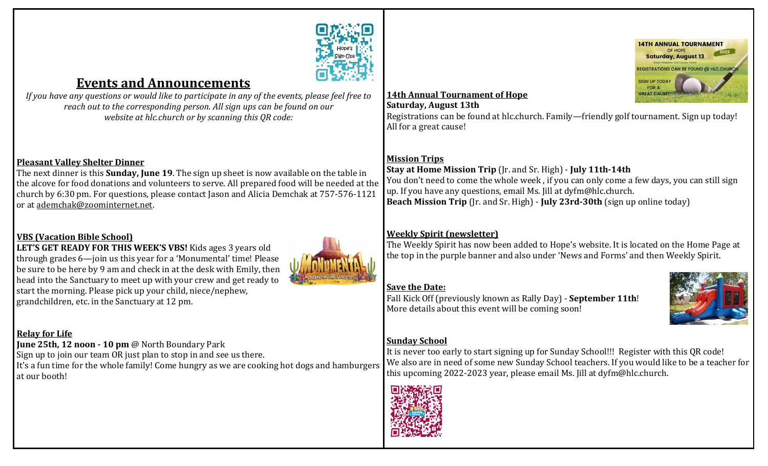# Events and Announcements

*If you have any questions or would like to participate in any of the events, please feel free to reach out to the corresponding person. All sign ups can be found on our website at hlc.church or by scanning this QR code:*

**Pleasant Valley Shelter Dinner**

The next dinner is this **Sunday, June 19**. The sign up sheet is now available on the table in the alcove for food donations and volunteers to serve. All prepared food will be needed at the church by 6:30 pm. For questions, please contact Jason and Alicia Demchak at 757-576-1121 or at ademchak@zoominternet.net.

**VBS (Vacation Bible School)**

**LET'S GET READY FOR THIS WEEK'S VBS!** Kids ages 3 years old through grades 6—join us this year for a 'Monumental' time! Please be sure to be here by 9 am and check in at the desk with Emily, then head into the Sanctuary to meet up with your crew and get ready to start the morning. Please pick up your child, niece/nephew, grandchildren, etc. in the Sanctuary at 12 pm.

**Relay for Life**

**June 25th, 12 noon - 10 pm** @ North Boundary Park

Sign up to join our team OR just plan to stop in and see us there.

It's a fun time for the whole family! Come hungry as we are cooking hot dogs and hamburgers at our booth!

**14th Annual Tournament of Hope**

**Saturday, August 13th**

Registrations can be found at hlc.church. Family—friendly golf tournament. Sign up today! All for a great cause!

**Mission Trips**

**Stay at Home Mission Trip** (Jr. and Sr. High) - **July 11th-14th**

You don't need to come the whole week , if you can only come a few days, you can still sign up. If you have any questions, email Ms. Jill at dyfm@hlc.church.

**Beach Mission Trip** (Jr. and Sr. High) - **July 23rd-30th** (sign up online today)

**Weekly Spirit (newsletter)**

The Weekly Spirit has now been added to Hope's website. It is located on the Home Page at the top in the purple banner and also under 'News and Forms' and then Weekly Spirit.

**Save the Date:**

Fall Kick Off (previously known as Rally Day) - **September 11th**!

More details about this event will be coming soon!

**Sunday School**

It is never too early to start signing up for Sunday School!!! Register with this QR code!

We also are in need of some new Sunday School teachers. If you would like to be a teacher for this upcoming 2022-2023 year, please email Ms. Jill at dyfm@hlc.church.